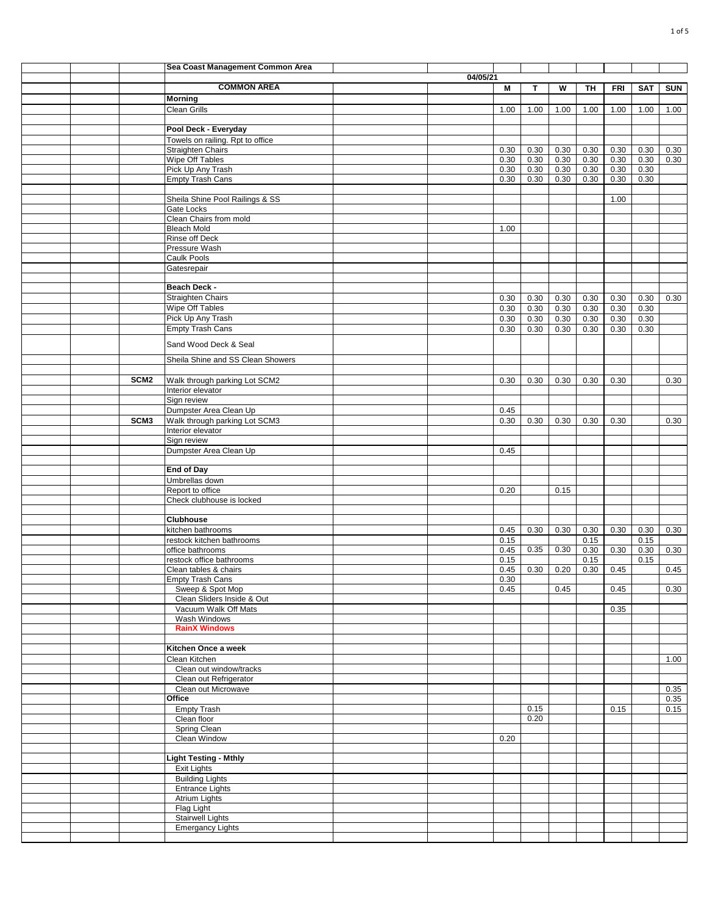| | Sea Coast Management Common Area | M | T | W | TH | FRI | SAT | SUN |
|---|---|---|---|---|---|---|---|---|
| | **04/05/21** | | | | | | | |
| | **COMMON AREA** | **M** | **T** | **W** | **TH** | **FRI** | **SAT** | **SUN** |
| | **Morning** | | | | | | | |
| | Clean Grills | 1.00 | 1.00 | 1.00 | 1.00 | 1.00 | 1.00 | 1.00 |
| | | | | | | | | |
| | **Pool Deck - Everyday** | | | | | | | |
| | Towels on railing. Rpt to office | | | | | | | |
| | Straighten Chairs | 0.30 | 0.30 | 0.30 | 0.30 | 0.30 | 0.30 | 0.30 |
| | Wipe Off Tables | 0.30 | 0.30 | 0.30 | 0.30 | 0.30 | 0.30 | 0.30 |
| | Pick Up Any Trash | 0.30 | 0.30 | 0.30 | 0.30 | 0.30 | 0.30 | |
| | Empty Trash Cans | 0.30 | 0.30 | 0.30 | 0.30 | 0.30 | 0.30 | |
| | | | | | | | | |
| | Sheila Shine Pool Railings & SS | | | | | 1.00 | | |
| | Gate Locks | | | | | | | |
| | Clean Chairs from mold | | | | | | | |
| | Bleach Mold | 1.00 | | | | | | |
| | Rinse off Deck | | | | | | | |
| | Pressure Wash | | | | | | | |
| | Caulk Pools | | | | | | | |
| | Gatesrepair | | | | | | | |
| | | | | | | | | |
| | **Beach Deck -** | | | | | | | |
| | Straighten Chairs | 0.30 | 0.30 | 0.30 | 0.30 | 0.30 | 0.30 | 0.30 |
| | Wipe Off Tables | 0.30 | 0.30 | 0.30 | 0.30 | 0.30 | 0.30 | |
| | Pick Up Any Trash | 0.30 | 0.30 | 0.30 | 0.30 | 0.30 | 0.30 | |
| | Empty Trash Cans | 0.30 | 0.30 | 0.30 | 0.30 | 0.30 | 0.30 | |
| | Sand Wood Deck & Seal | | | | | | | |
| | Sheila Shine and SS Clean Showers | | | | | | | |
| | | | | | | | | |
| **SCM2** | Walk through parking Lot SCM2 | 0.30 | 0.30 | 0.30 | 0.30 | 0.30 | | 0.30 |
| | Interior elevator | | | | | | | |
| | Sign review | | | | | | | |
| | Dumpster Area Clean Up | 0.45 | | | | | | |
| **SCM3** | Walk through parking Lot SCM3 | 0.30 | 0.30 | 0.30 | 0.30 | 0.30 | | 0.30 |
| | Interior elevator | | | | | | | |
| | Sign review | | | | | | | |
| | Dumpster Area Clean Up | 0.45 | | | | | | |
| | | | | | | | | |
| | **End of Day** | | | | | | | |
| | Umbrellas down | | | | | | | |
| | Report to office | 0.20 | | 0.15 | | | | |
| | Check clubhouse is locked | | | | | | | |
| | | | | | | | | |
| | **Clubhouse** | | | | | | | |
| | kitchen bathrooms | 0.45 | 0.30 | 0.30 | 0.30 | 0.30 | 0.30 | 0.30 |
| | restock kitchen bathrooms | 0.15 | | | 0.15 | | 0.15 | |
| | office bathrooms | 0.45 | 0.35 | 0.30 | 0.30 | 0.30 | 0.30 | 0.30 |
| | restock office bathrooms | 0.15 | | | 0.15 | | 0.15 | |
| | Clean tables & chairs | 0.45 | 0.30 | 0.20 | 0.30 | 0.45 | | 0.45 |
| | Empty Trash Cans | 0.30 | | | | | | |
| | Sweep & Spot Mop | 0.45 | | 0.45 | | 0.45 | | 0.30 |
| | Clean Sliders Inside & Out | | | | | | | |
| | Vacuum Walk Off Mats | | | | | 0.35 | | |
| | Wash Windows | | | | | | | |
| | **RainX Windows** | | | | | | | |
| | | | | | | | | |
| | **Kitchen Once a week** | | | | | | | |
| | Clean Kitchen | | | | | | | 1.00 |
| | Clean out window/tracks | | | | | | | |
| | Clean out Refrigerator | | | | | | | |
| | Clean out Microwave | | | | | | | 0.35 |
| | **Office** | | | | | | | 0.35 |
| | Empty Trash | | 0.15 | | | 0.15 | | 0.15 |
| | Clean floor | | 0.20 | | | | | |
| | Spring Clean | | | | | | | |
| | Clean Window | 0.20 | | | | | | |
| | | | | | | | | |
| | **Light Testing - Mthly** | | | | | | | |
| | Exit Lights | | | | | | | |
| | Building Lights | | | | | | | |
| | Entrance Lights | | | | | | | |
| | Atrium Lights | | | | | | | |
| | Flag Light | | | | | | | |
| | Stairwell Lights | | | | | | | |
| | Emergancy Lights | | | | | | | |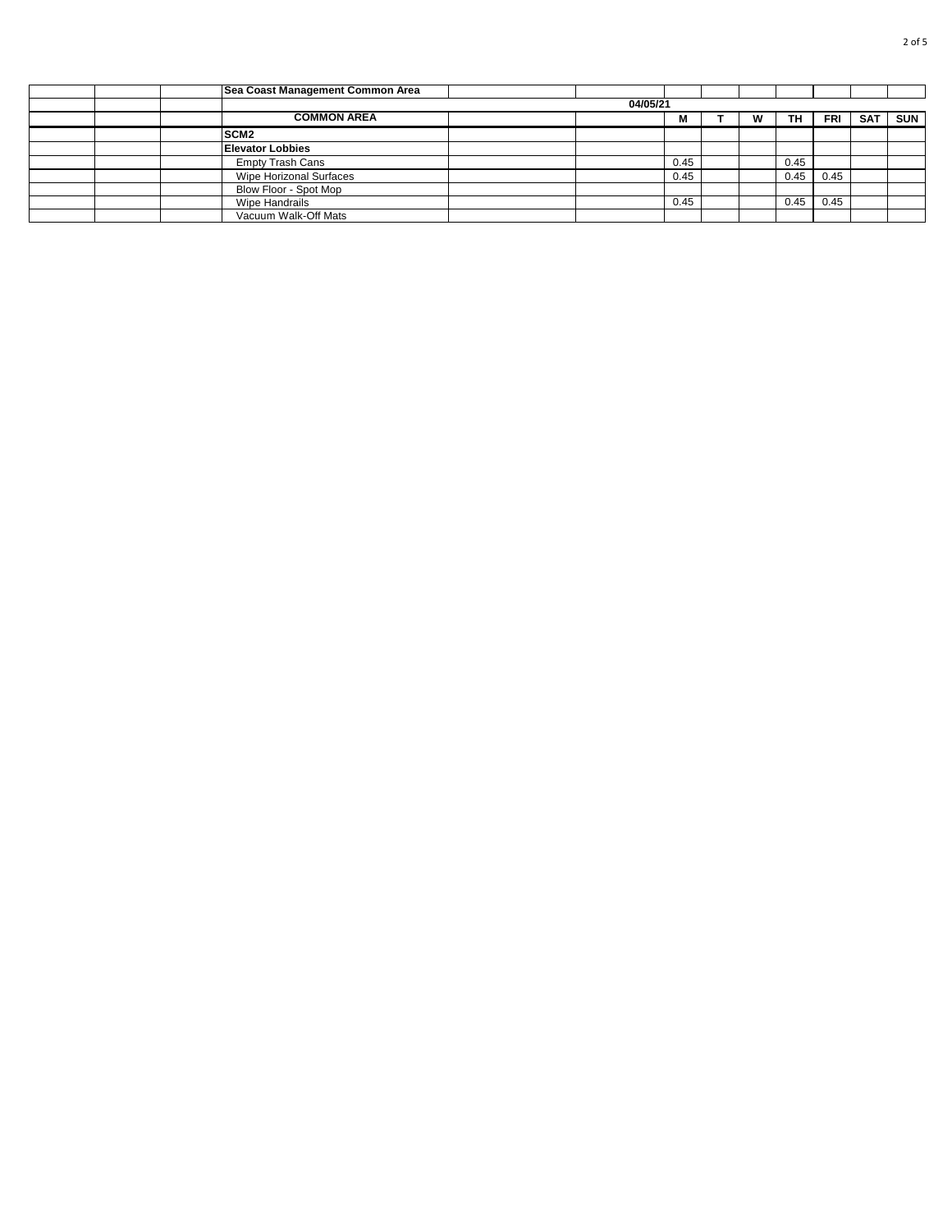| | | | Sea Coast Management Common Area | | | | | | | | | |
|---|---|---|---|---|---|---|---|---|---|---|---|---|
| | | | | | 04/05/21 | | | | | | | |
| | | | COMMON AREA | | | M | T | W | TH | FRI | SAT | SUN |
| | | | SCM2 | | | | | | | | | |
| | | | Elevator Lobbies | | | | | | | | | |
| | | | Empty Trash Cans | | | 0.45 | | | 0.45 | | | |
| | | | Wipe Horizonal Surfaces | | | 0.45 | | | 0.45 | 0.45 | | |
| | | | Blow Floor - Spot Mop | | | | | | | | | |
| | | | Wipe Handrails | | | 0.45 | | | 0.45 | 0.45 | | |
| | | | Vacuum Walk-Off Mats | | | | | | | | | |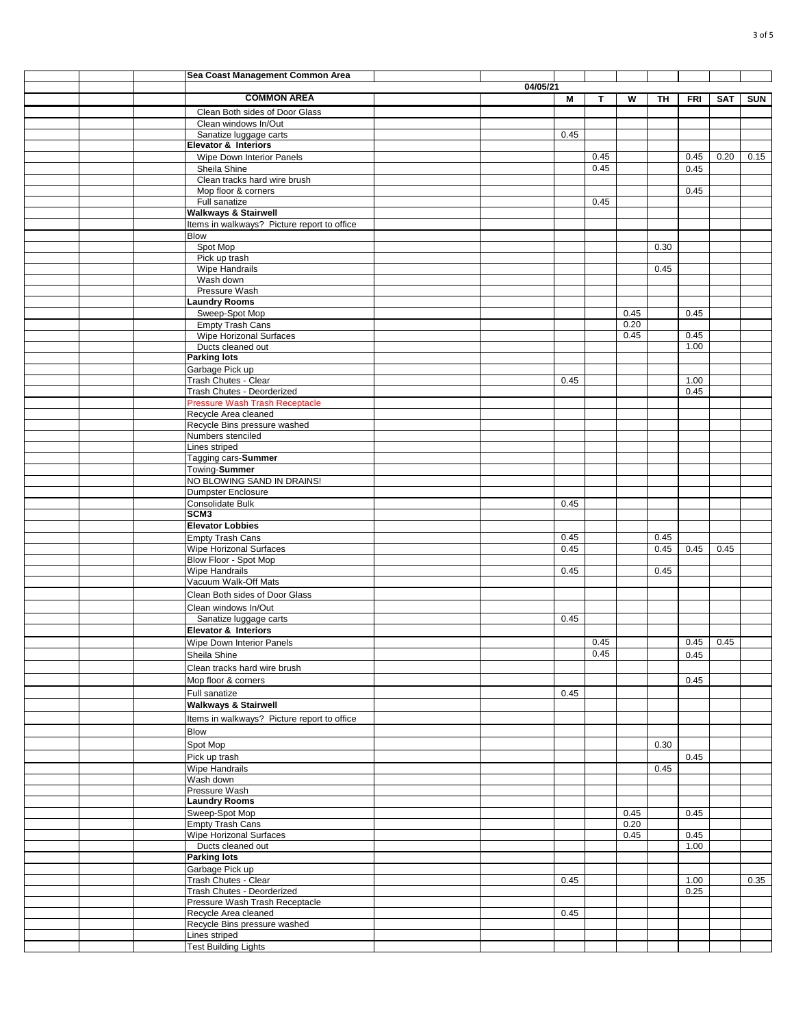| Sea Coast Management Common Area | | | | | | | |
|---|---|---|---|---|---|---|---|
| | 04/05/21 | | | | | | |
| **COMMON AREA** | M | T | W | TH | FRI | SAT | SUN |
| Clean Both sides of Door Glass | | | | | | | |
| Clean windows In/Out | | | | | | | |
| Sanatize luggage carts | 0.45 | | | | | | |
| **Elevator & Interiors** | | | | | | | |
| Wipe Down Interior Panels | | 0.45 | | | 0.45 | 0.20 | 0.15 |
| Sheila Shine | | 0.45 | | | 0.45 | | |
| Clean tracks hard wire brush | | | | | | | |
| Mop floor & corners | | | | | 0.45 | | |
| Full sanatize | | 0.45 | | | | | |
| **Walkways & Stairwell** | | | | | | | |
| Items in walkways? Picture report to office | | | | | | | |
| Blow | | | | | | | |
| Spot Mop | | | | 0.30 | | | |
| Pick up trash | | | | | | | |
| Wipe Handrails | | | | 0.45 | | | |
| Wash down | | | | | | | |
| Pressure Wash | | | | | | | |
| **Laundry Rooms** | | | | | | | |
| Sweep-Spot Mop | | | 0.45 | | 0.45 | | |
| Empty Trash Cans | | | 0.20 | | | | |
| Wipe Horizonal Surfaces | | | 0.45 | | 0.45 | | |
| Ducts cleaned out | | | | | 1.00 | | |
| **Parking lots** | | | | | | | |
| Garbage Pick up | | | | | | | |
| Trash Chutes - Clear | 0.45 | | | | 1.00 | | |
| Trash Chutes - Deorderized | | | | | 0.45 | | |
| Pressure Wash Trash Receptacle | | | | | | | |
| Recycle Area cleaned | | | | | | | |
| Recycle Bins pressure washed | | | | | | | |
| Numbers stenciled | | | | | | | |
| Lines striped | | | | | | | |
| Tagging cars-**Summer** | | | | | | | |
| Towing-**Summer** | | | | | | | |
| NO BLOWING SAND IN DRAINS! | | | | | | | |
| Dumpster Enclosure | | | | | | | |
| Consolidate Bulk | 0.45 | | | | | | |
| **SCM3** | | | | | | | |
| **Elevator Lobbies** | | | | | | | |
| Empty Trash Cans | 0.45 | | | 0.45 | | | |
| Wipe Horizontal Surfaces | 0.45 | | | 0.45 | 0.45 | 0.45 | |
| Blow Floor - Spot Mop | | | | | | | |
| Wipe Handrails | 0.45 | | | 0.45 | | | |
| Vacuum Walk-Off Mats | | | | | | | |
| Clean Both sides of Door Glass | | | | | | | |
| Clean windows In/Out | | | | | | | |
| Sanatize luggage carts | 0.45 | | | | | | |
| **Elevator & Interiors** | | | | | | | |
| Wipe Down Interior Panels | | 0.45 | | | 0.45 | 0.45 | |
| Sheila Shine | | 0.45 | | | 0.45 | | |
| Clean tracks hard wire brush | | | | | | | |
| Mop floor & corners | | | | | 0.45 | | |
| Full sanatize | 0.45 | | | | | | |
| **Walkways & Stairwell** | | | | | | | |
| Items in walkways? Picture report to office | | | | | | | |
| Blow | | | | | | | |
| Spot Mop | | | | 0.30 | | | |
| Pick up trash | | | | | 0.45 | | |
| Wipe Handrails | | | | 0.45 | | | |
| Wash down | | | | | | | |
| Pressure Wash | | | | | | | |
| **Laundry Rooms** | | | | | | | |
| Sweep-Spot Mop | | | 0.45 | | 0.45 | | |
| Empty Trash Cans | | | 0.20 | | | | |
| Wipe Horizonal Surfaces | | | 0.45 | | 0.45 | | |
| Ducts cleaned out | | | | | 1.00 | | |
| **Parking lots** | | | | | | | |
| Garbage Pick up | | | | | | | |
| Trash Chutes - Clear | 0.45 | | | | 1.00 | | 0.35 |
| Trash Chutes - Deorderized | | | | | 0.25 | | |
| Pressure Wash Trash Receptacle | | | | | | | |
| Recycle Area cleaned | 0.45 | | | | | | |
| Recycle Bins pressure washed | | | | | | | |
| Lines striped | | | | | | | |
| Test Building Lights | | | | | | | |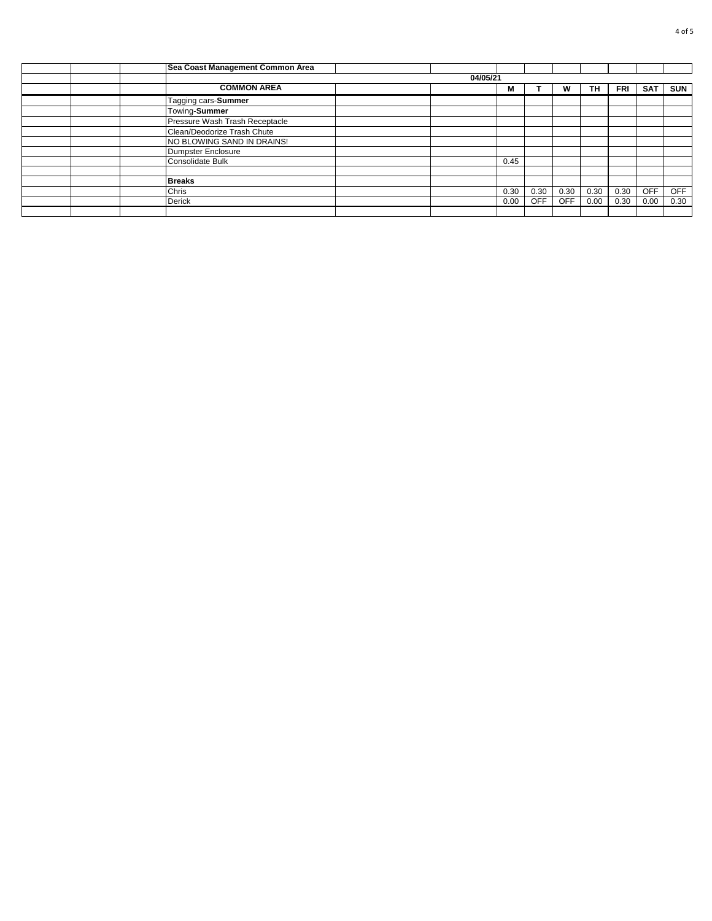| | | | Sea Coast Management Common Area | | | | | | | | | |
|---|---|---|---|---|---|---|---|---|---|---|---|---|
| | | | | | 04/05/21 | | | | | | | |
| | | | **COMMON AREA** | | | **M** | **T** | **W** | **TH** | **FRI** | **SAT** | **SUN** |
| | | | Tagging cars-**Summer** | | | | | | | | | |
| | | | Towing-**Summer** | | | | | | | | | |
| | | | Pressure Wash Trash Receptacle | | | | | | | | | |
| | | | Clean/Deodorize Trash Chute | | | | | | | | | |
| | | | NO BLOWING SAND IN DRAINS! | | | | | | | | | |
| | | | Dumpster Enclosure | | | | | | | | | |
| | | | Consolidate Bulk | | | 0.45 | | | | | | |
| | | | | | | | | | | | | |
| | | | **Breaks** | | | | | | | | | |
| | | | Chris | | | 0.30 | 0.30 | 0.30 | 0.30 | 0.30 | OFF | OFF |
| | | | Derick | | | 0.00 | OFF | OFF | 0.00 | 0.30 | 0.00 | 0.30 |
| | | | | | | | | | | | | |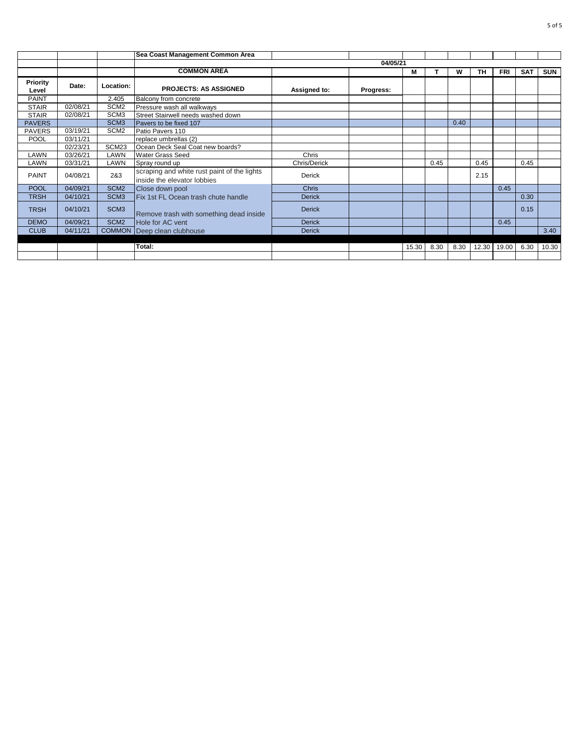| | | | Sea Coast Management Common Area | | | | | | | | | |
|---|---|---|---|---|---|---|---|---|---|---|---|---|
| | | | | | 04/05/21 | | | | | | | |
| | | | COMMON AREA | | | M | T | W | TH | FRI | SAT | SUN |
| **Priority Level** | **Date:** | **Location:** | **PROJECTS: AS ASSIGNED** | **Assigned to:** | **Progress:** | | | | | | | |
| PAINT | | 2.405 | Balcony from concrete | | | | | | | | | |
| STAIR | 02/08/21 | SCM2 | Pressure wash all walkways | | | | | | | | | |
| STAIR | 02/08/21 | SCM3 | Street Stairwell needs washed down | | | | | | | | | |
| PAVERS | | SCM3 | Pavers to be fixed 107 | | | | | 0.40 | | | | |
| PAVERS | 03/19/21 | SCM2 | Patio Pavers 110 | | | | | | | | | |
| POOL | 03/11/21 | | replace umbrellas (2) | | | | | | | | | |
| | 02/23/21 | SCM23 | Ocean Deck Seal Coat new boards? | | | | | | | | | |
| LAWN | 03/26/21 | LAWN | Water Grass Seed | Chris | | | | | | | | |
| LAWN | 03/31/21 | LAWN | Spray round up | Chris/Derick | | | 0.45 | | 0.45 | | 0.45 | |
| PAINT | 04/08/21 | 2&3 | scraping and white rust paint of the lights inside the elevator lobbies | Derick | | | | | 2.15 | | | |
| POOL | 04/09/21 | SCM2 | Close down pool | Chris | | | | | | 0.45 | | |
| TRSH | 04/10/21 | SCM3 | Fix 1st FL Ocean trash chute handle | Derick | | | | | | | 0.30 | |
| TRSH | 04/10/21 | SCM3 | Remove trash with something dead inside | Derick | | | | | | | 0.15 | |
| DEMO | 04/09/21 | SCM2 | Hole for AC vent | Derick | | | | | | 0.45 | | |
| CLUB | 04/11/21 | COMMON | Deep clean clubhouse | Derick | | | | | | | | 3.40 |
| | | | | | | | | | | | | |
| | | | **Total:** | | | 15.30 | 8.30 | 8.30 | 12.30 | 19.00 | 6.30 | 10.30 |
| | | | | | | | | | | | | |